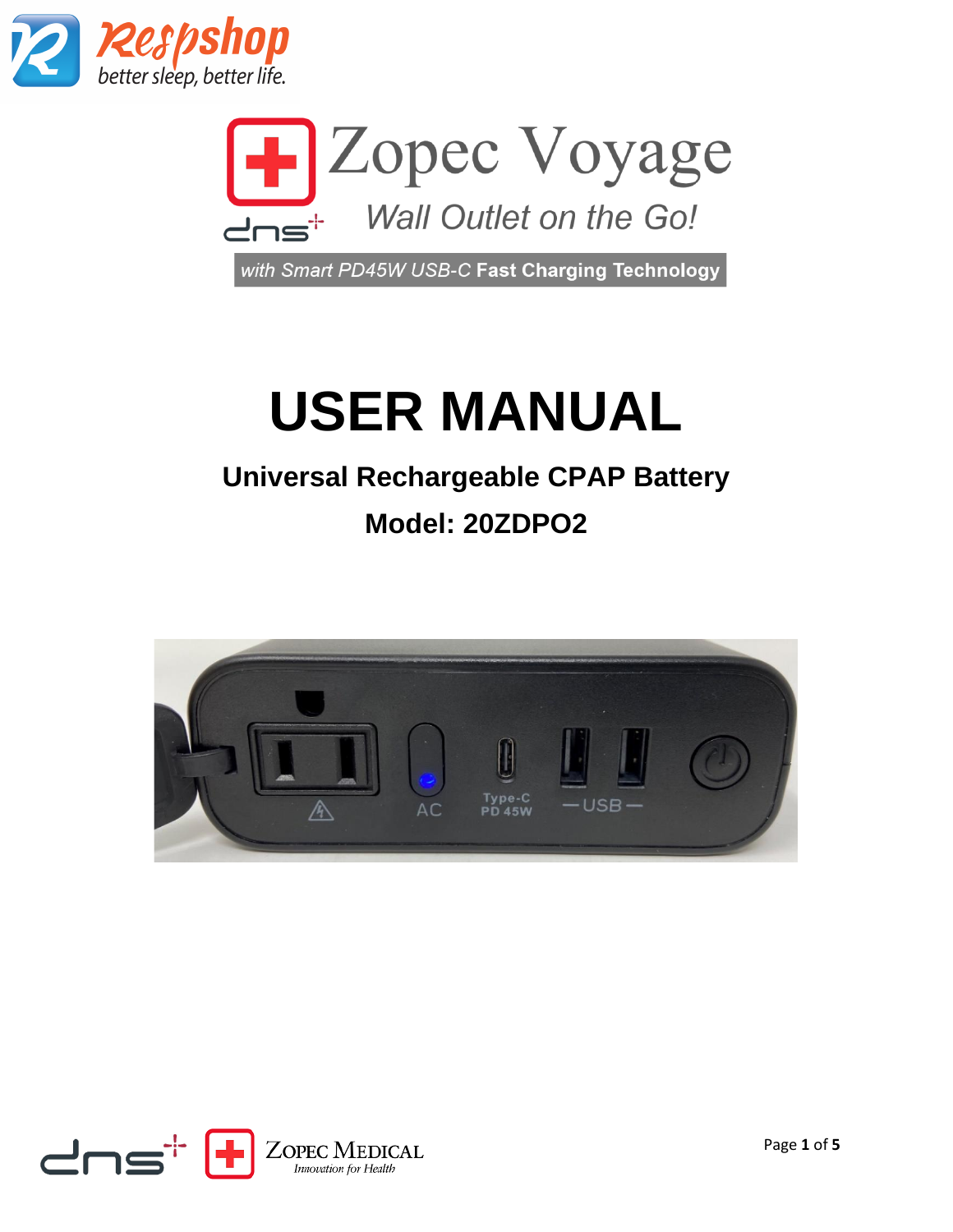Respshop
better sleep, better life.

# Zopec Voyage

*Wall Outlet on the Go!*

*with Smart PD45W USB-C* **Fast Charging Technology**

# USER MANUAL

## Universal Rechargeable CPAP Battery

## Model: 20ZDPO2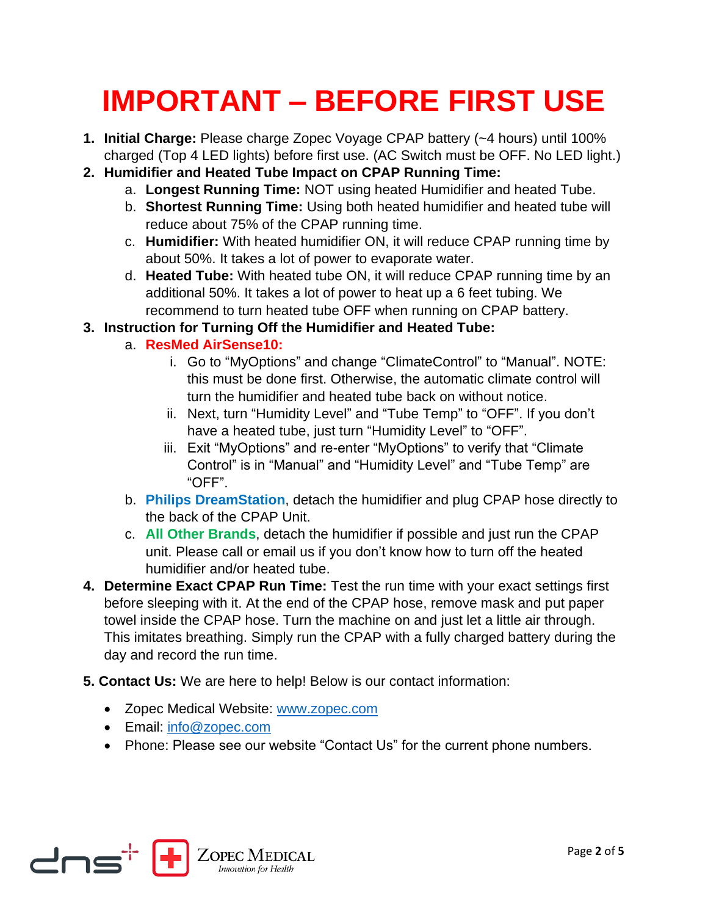# IMPORTANT – BEFORE FIRST USE

1. **Initial Charge:** Please charge Zopec Voyage CPAP battery (~4 hours) until 100% charged (Top 4 LED lights) before first use. (AC Switch must be OFF. No LED light.)
2. **Humidifier and Heated Tube Impact on CPAP Running Time:**
   a. **Longest Running Time:** NOT using heated Humidifier and heated Tube.
   b. **Shortest Running Time:** Using both heated humidifier and heated tube will reduce about 75% of the CPAP running time.
   c. **Humidifier:** With heated humidifier ON, it will reduce CPAP running time by about 50%. It takes a lot of power to evaporate water.
   d. **Heated Tube:** With heated tube ON, it will reduce CPAP running time by an additional 50%. It takes a lot of power to heat up a 6 feet tubing. We recommend to turn heated tube OFF when running on CPAP battery.
3. **Instruction for Turning Off the Humidifier and Heated Tube:**
   a. **ResMed AirSense10:**
      i. Go to “MyOptions” and change “ClimateControl” to “Manual”. NOTE: this must be done first. Otherwise, the automatic climate control will turn the humidifier and heated tube back on without notice.
      ii. Next, turn “Humidity Level” and “Tube Temp” to “OFF”. If you don’t have a heated tube, just turn “Humidity Level” to “OFF”.
      iii. Exit “MyOptions” and re-enter “MyOptions” to verify that “Climate Control” is in “Manual” and “Humidity Level” and “Tube Temp” are “OFF”.
   b. **Philips DreamStation**, detach the humidifier and plug CPAP hose directly to the back of the CPAP Unit.
   c. **All Other Brands**, detach the humidifier if possible and just run the CPAP unit. Please call or email us if you don’t know how to turn off the heated humidifier and/or heated tube.
4. **Determine Exact CPAP Run Time:** Test the run time with your exact settings first before sleeping with it. At the end of the CPAP hose, remove mask and put paper towel inside the CPAP hose. Turn the machine on and just let a little air through. This imitates breathing. Simply run the CPAP with a fully charged battery during the day and record the run time.

**5. Contact Us:** We are here to help! Below is our contact information:

- Zopec Medical Website: www.zopec.com
- Email: info@zopec.com
- Phone: Please see our website “Contact Us” for the current phone numbers.

dns+ ZOPEC MEDICAL *Innovation for Health*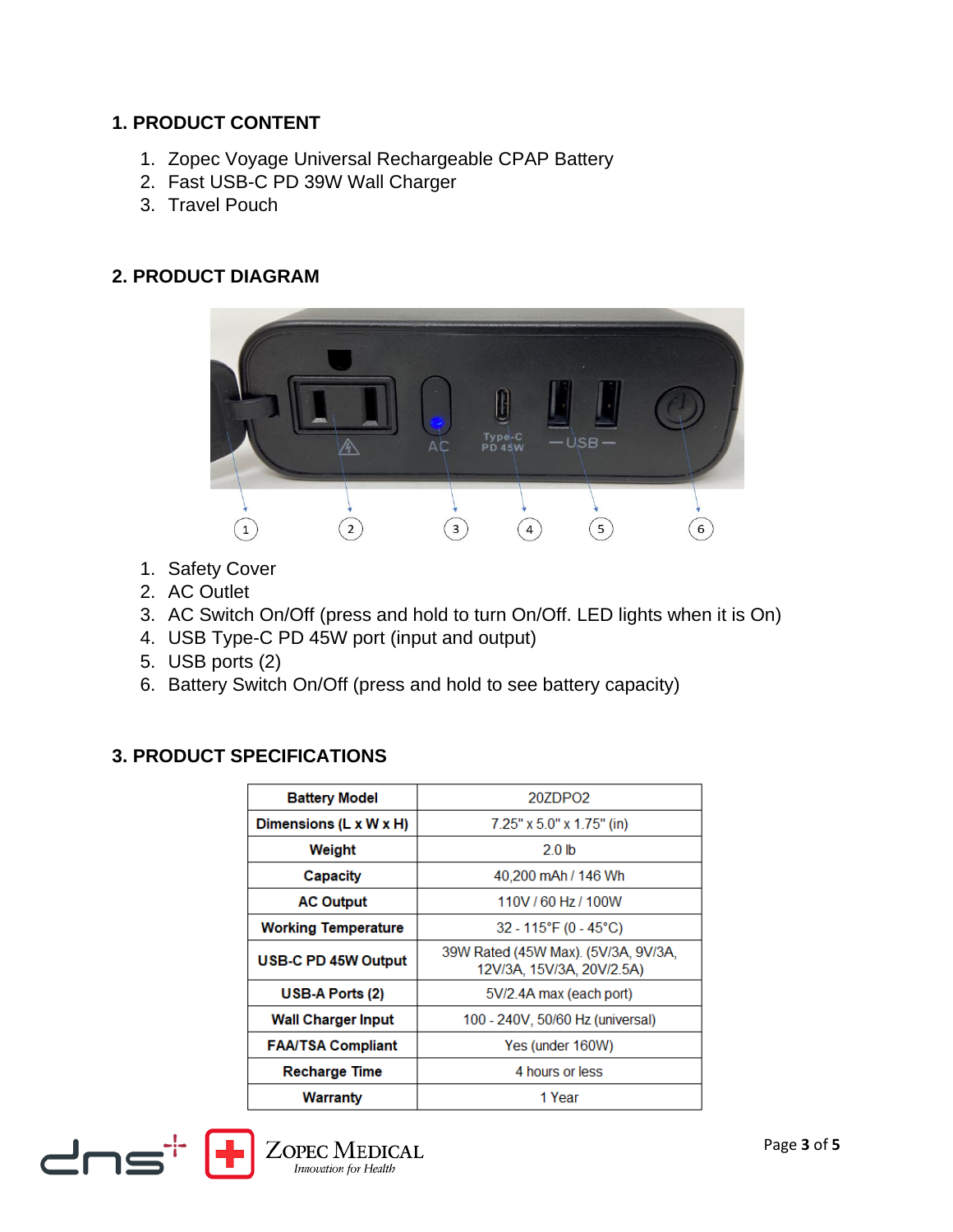## 1. PRODUCT CONTENT

1. Zopec Voyage Universal Rechargeable CPAP Battery
2. Fast USB-C PD 39W Wall Charger
3. Travel Pouch

## 2. PRODUCT DIAGRAM

1. Safety Cover
2. AC Outlet
3. AC Switch On/Off (press and hold to turn On/Off. LED lights when it is On)
4. USB Type-C PD 45W port (input and output)
5. USB ports (2)
6. Battery Switch On/Off (press and hold to see battery capacity)

## 3. PRODUCT SPECIFICATIONS

| Battery Model | 20ZDPO2 |
|---|---|
| Dimensions (L x W x H) | 7.25" x 5.0" x 1.75" (in) |
| Weight | 2.0 lb |
| Capacity | 40,200 mAh / 146 Wh |
| AC Output | 110V / 60 Hz / 100W |
| Working Temperature | 32 - 115°F (0 - 45°C) |
| USB-C PD 45W Output | 39W Rated (45W Max). (5V/3A, 9V/3A, 12V/3A, 15V/3A, 20V/2.5A) |
| USB-A Ports (2) | 5V/2.4A max (each port) |
| Wall Charger Input | 100 - 240V, 50/60 Hz (universal) |
| FAA/TSA Compliant | Yes (under 160W) |
| Recharge Time | 4 hours or less |
| Warranty | 1 Year |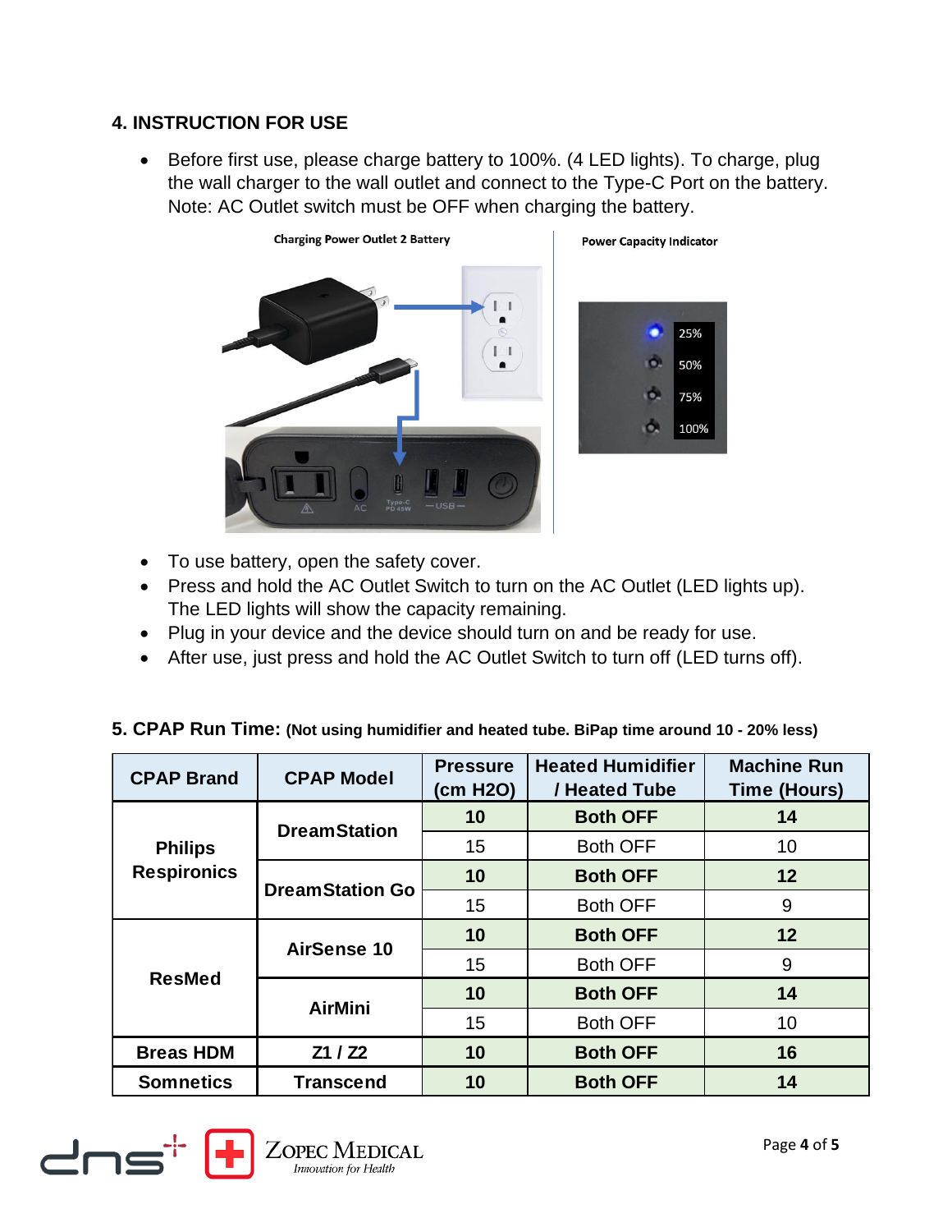## 4. INSTRUCTION FOR USE

- Before first use, please charge battery to 100%. (4 LED lights). To charge, plug the wall charger to the wall outlet and connect to the Type-C Port on the battery. Note: AC Outlet switch must be OFF when charging the battery.

Charging Power Outlet 2 Battery

Power Capacity Indicator

- To use battery, open the safety cover.
- Press and hold the AC Outlet Switch to turn on the AC Outlet (LED lights up). The LED lights will show the capacity remaining.
- Plug in your device and the device should turn on and be ready for use.
- After use, just press and hold the AC Outlet Switch to turn off (LED turns off).

## 5. CPAP Run Time: (Not using humidifier and heated tube. BiPap time around 10 - 20% less)

| CPAP Brand | CPAP Model | Pressure (cm H2O) | Heated Humidifier / Heated Tube | Machine Run Time (Hours) |
|---|---|---|---|---|
| Philips Respironics | DreamStation | **10** | **Both OFF** | **14** |
| | | 15 | Both OFF | 10 |
| | DreamStation Go | **10** | **Both OFF** | **12** |
| | | 15 | Both OFF | 9 |
| ResMed | AirSense 10 | **10** | **Both OFF** | **12** |
| | | 15 | Both OFF | 9 |
| | AirMini | **10** | **Both OFF** | **14** |
| | | 15 | Both OFF | 10 |
| Breas HDM | Z1 / Z2 | **10** | **Both OFF** | **16** |
| Somnetics | Transcend | **10** | **Both OFF** | **14** |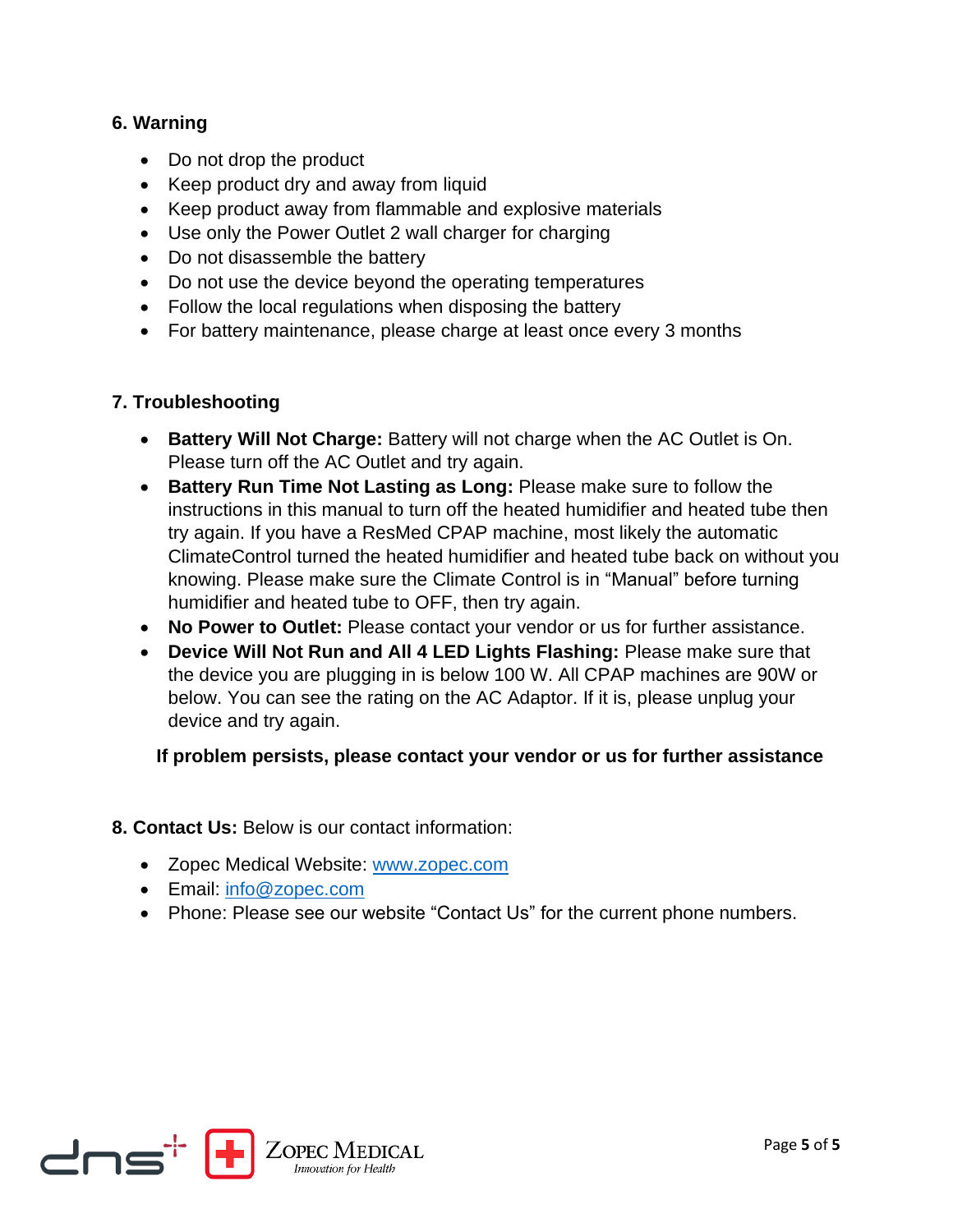## 6. Warning

- Do not drop the product
- Keep product dry and away from liquid
- Keep product away from flammable and explosive materials
- Use only the Power Outlet 2 wall charger for charging
- Do not disassemble the battery
- Do not use the device beyond the operating temperatures
- Follow the local regulations when disposing the battery
- For battery maintenance, please charge at least once every 3 months

## 7. Troubleshooting

- **Battery Will Not Charge:** Battery will not charge when the AC Outlet is On. Please turn off the AC Outlet and try again.
- **Battery Run Time Not Lasting as Long:** Please make sure to follow the instructions in this manual to turn off the heated humidifier and heated tube then try again. If you have a ResMed CPAP machine, most likely the automatic ClimateControl turned the heated humidifier and heated tube back on without you knowing. Please make sure the Climate Control is in "Manual" before turning humidifier and heated tube to OFF, then try again.
- **No Power to Outlet:** Please contact your vendor or us for further assistance.
- **Device Will Not Run and All 4 LED Lights Flashing:** Please make sure that the device you are plugging in is below 100 W. All CPAP machines are 90W or below. You can see the rating on the AC Adaptor. If it is, please unplug your device and try again.

**If problem persists, please contact your vendor or us for further assistance**

**8. Contact Us:** Below is our contact information:

- Zopec Medical Website: www.zopec.com
- Email: info@zopec.com
- Phone: Please see our website "Contact Us" for the current phone numbers.